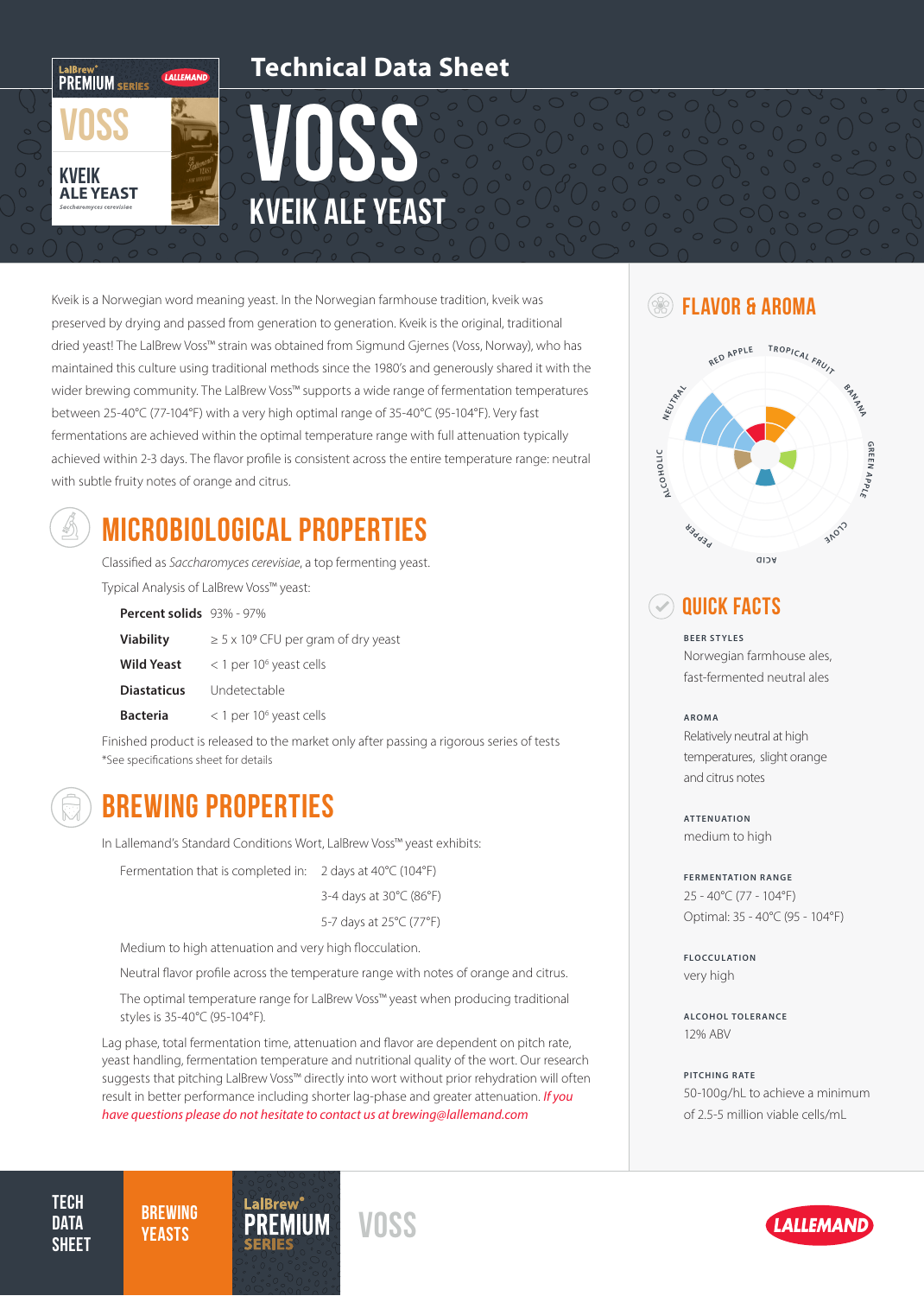# Technical Data Sheet

# VOSS

## KVEIK ALE YEAST

Kveik is a Norwegian word meaning yeast. In the Norwegian farmhouse tradition, kveik was preserved by drying and passed from generation to generation. Kveik is the original, traditional dried yeast! The LalBrew Voss™ strain was obtained from Sigmund Gjernes (Voss, Norway), who has maintained this culture using traditional methods since the 1980's and generously shared it with the wider brewing community. The LalBrew Voss™ supports a wide range of fermentation temperatures between 25-40°C (77-104°F) with a very high optimal range of 35-40°C (95-104°F). Very fast fermentations are achieved within the optimal temperature range with full attenuation typically achieved within 2-3 days. The flavor profile is consistent across the entire temperature range: neutral with subtle fruity notes of orange and citrus.

## MICROBIOLOGICAL PROPERTIES

Classified as *Saccharomyces cerevisiae*, a top fermenting yeast.

Typical Analysis of LalBrew Voss™ yeast:

| | |
|---|---|
| **Percent solids** | 93% - 97% |
| **Viability** | ≥ 5 x $10^9$ CFU per gram of dry yeast |
| **Wild Yeast** | < 1 per $10^6$ yeast cells |
| **Diastaticus** | Undetectable |
| **Bacteria** | < 1 per $10^6$ yeast cells |

Finished product is released to the market only after passing a rigorous series of tests
*See specifications sheet for details

## BREWING PROPERTIES

In Lallemand's Standard Conditions Wort, LalBrew Voss™ yeast exhibits:

Fermentation that is completed in:
- 2 days at 40°C (104°F)
- 3-4 days at 30°C (86°F)
- 5-7 days at 25°C (77°F)

Medium to high attenuation and very high flocculation.

Neutral flavor profile across the temperature range with notes of orange and citrus.

The optimal temperature range for LalBrew Voss™ yeast when producing traditional styles is 35-40°C (95-104°F).

Lag phase, total fermentation time, attenuation and flavor are dependent on pitch rate, yeast handling, fermentation temperature and nutritional quality of the wort. Our research suggests that pitching LalBrew Voss™ directly into wort without prior rehydration will often result in better performance including shorter lag-phase and greater attenuation. *If you have questions please do not hesitate to contact us at brewing@lallemand.com*

## FLAVOR & AROMA

Red Apple, Tropical Fruit, Banana, Green Apple, Clove, Acid, Pepper, Alcoholic, Neutral

## QUICK FACTS

**BEER STYLES**
Norwegian farmhouse ales, fast-fermented neutral ales

**AROMA**
Relatively neutral at high temperatures, slight orange and citrus notes

**ATTENUATION**
medium to high

**FERMENTATION RANGE**
25 - 40°C (77 - 104°F)
Optimal: 35 - 40°C (95 - 104°F)

**FLOCCULATION**
very high

**ALCOHOL TOLERANCE**
12% ABV

**PITCHING RATE**
50-100g/hL to achieve a minimum of 2.5-5 million viable cells/mL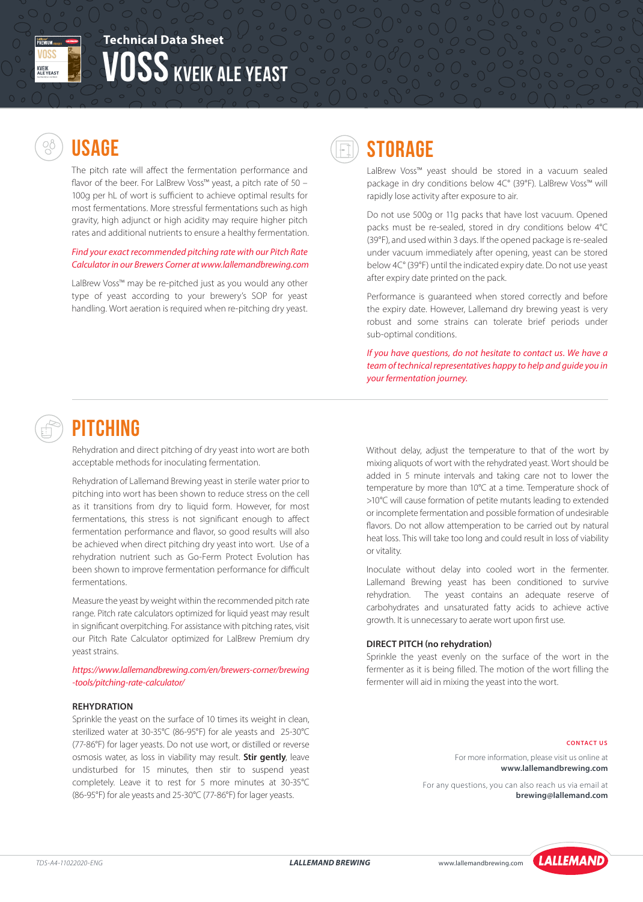Technical Data Sheet

# VOSS KVEIK ALE YEAST

## USAGE

The pitch rate will affect the fermentation performance and flavor of the beer. For LalBrew Voss™ yeast, a pitch rate of 50 – 100g per hL of wort is sufficient to achieve optimal results for most fermentations. More stressful fermentations such as high gravity, high adjunct or high acidity may require higher pitch rates and additional nutrients to ensure a healthy fermentation.

*Find your exact recommended pitching rate with our Pitch Rate Calculator in our Brewers Corner at www.lallemandbrewing.com*

LalBrew Voss™ may be re-pitched just as you would any other type of yeast according to your brewery's SOP for yeast handling. Wort aeration is required when re-pitching dry yeast.

## STORAGE

LalBrew Voss™ yeast should be stored in a vacuum sealed package in dry conditions below 4C° (39°F). LalBrew Voss™ will rapidly lose activity after exposure to air.

Do not use 500g or 11g packs that have lost vacuum. Opened packs must be re-sealed, stored in dry conditions below 4°C (39°F), and used within 3 days. If the opened package is re-sealed under vacuum immediately after opening, yeast can be stored below 4C° (39°F) until the indicated expiry date. Do not use yeast after expiry date printed on the pack.

Performance is guaranteed when stored correctly and before the expiry date. However, Lallemand dry brewing yeast is very robust and some strains can tolerate brief periods under sub-optimal conditions.

*If you have questions, do not hesitate to contact us. We have a team of technical representatives happy to help and guide you in your fermentation journey.*

## PITCHING

Rehydration and direct pitching of dry yeast into wort are both acceptable methods for inoculating fermentation.

Rehydration of Lallemand Brewing yeast in sterile water prior to pitching into wort has been shown to reduce stress on the cell as it transitions from dry to liquid form. However, for most fermentations, this stress is not significant enough to affect fermentation performance and flavor, so good results will also be achieved when direct pitching dry yeast into wort. Use of a rehydration nutrient such as Go-Ferm Protect Evolution has been shown to improve fermentation performance for difficult fermentations.

Measure the yeast by weight within the recommended pitch rate range. Pitch rate calculators optimized for liquid yeast may result in significant overpitching. For assistance with pitching rates, visit our Pitch Rate Calculator optimized for LalBrew Premium dry yeast strains.

*https://www.lallemandbrewing.com/en/brewers-corner/brewing-tools/pitching-rate-calculator/*

### REHYDRATION

Sprinkle the yeast on the surface of 10 times its weight in clean, sterilized water at 30-35°C (86-95°F) for ale yeasts and 25-30°C (77-86°F) for lager yeasts. Do not use wort, or distilled or reverse osmosis water, as loss in viability may result. **Stir gently**, leave undisturbed for 15 minutes, then stir to suspend yeast completely. Leave it to rest for 5 more minutes at 30-35°C (86-95°F) for ale yeasts and 25-30°C (77-86°F) for lager yeasts.

Without delay, adjust the temperature to that of the wort by mixing aliquots of wort with the rehydrated yeast. Wort should be added in 5 minute intervals and taking care not to lower the temperature by more than 10°C at a time. Temperature shock of >10°C will cause formation of petite mutants leading to extended or incomplete fermentation and possible formation of undesirable flavors. Do not allow attemperation to be carried out by natural heat loss. This will take too long and could result in loss of viability or vitality.

Inoculate without delay into cooled wort in the fermenter. Lallemand Brewing yeast has been conditioned to survive rehydration. The yeast contains an adequate reserve of carbohydrates and unsaturated fatty acids to achieve active growth. It is unnecessary to aerate wort upon first use.

### DIRECT PITCH (no rehydration)

Sprinkle the yeast evenly on the surface of the wort in the fermenter as it is being filled. The motion of the wort filling the fermenter will aid in mixing the yeast into the wort.

**CONTACT US**

For more information, please visit us online at
**www.lallemandbrewing.com**

For any questions, you can also reach us via email at
**brewing@lallemand.com**

TDS-A4-11022020-ENG — LALLEMAND BREWING — www.lallemandbrewing.com